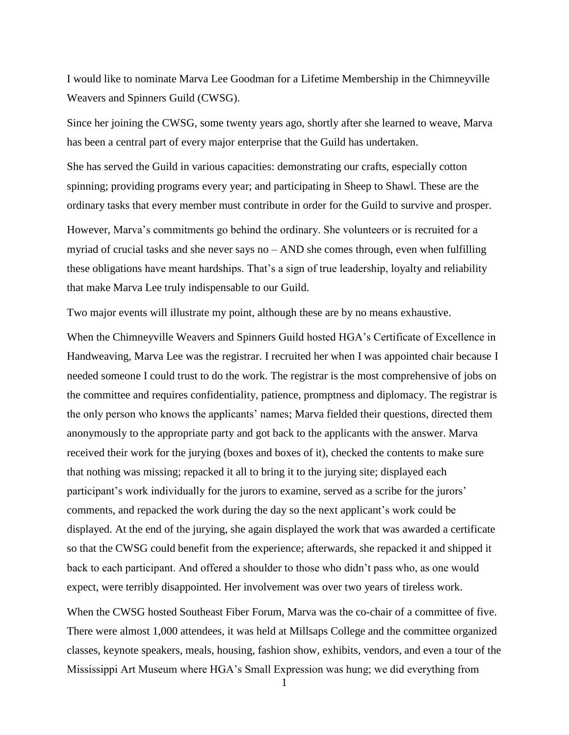I would like to nominate Marva Lee Goodman for a Lifetime Membership in the Chimneyville Weavers and Spinners Guild (CWSG).

Since her joining the CWSG, some twenty years ago, shortly after she learned to weave, Marva has been a central part of every major enterprise that the Guild has undertaken.

She has served the Guild in various capacities: demonstrating our crafts, especially cotton spinning; providing programs every year; and participating in Sheep to Shawl. These are the ordinary tasks that every member must contribute in order for the Guild to survive and prosper.

However, Marva's commitments go behind the ordinary. She volunteers or is recruited for a myriad of crucial tasks and she never says no – AND she comes through, even when fulfilling these obligations have meant hardships. That's a sign of true leadership, loyalty and reliability that make Marva Lee truly indispensable to our Guild.

Two major events will illustrate my point, although these are by no means exhaustive.

When the Chimneyville Weavers and Spinners Guild hosted HGA's Certificate of Excellence in Handweaving, Marva Lee was the registrar. I recruited her when I was appointed chair because I needed someone I could trust to do the work. The registrar is the most comprehensive of jobs on the committee and requires confidentiality, patience, promptness and diplomacy. The registrar is the only person who knows the applicants' names; Marva fielded their questions, directed them anonymously to the appropriate party and got back to the applicants with the answer. Marva received their work for the jurying (boxes and boxes of it), checked the contents to make sure that nothing was missing; repacked it all to bring it to the jurying site; displayed each participant's work individually for the jurors to examine, served as a scribe for the jurors' comments, and repacked the work during the day so the next applicant's work could be displayed. At the end of the jurying, she again displayed the work that was awarded a certificate so that the CWSG could benefit from the experience; afterwards, she repacked it and shipped it back to each participant. And offered a shoulder to those who didn't pass who, as one would expect, were terribly disappointed. Her involvement was over two years of tireless work.

When the CWSG hosted Southeast Fiber Forum, Marva was the co-chair of a committee of five. There were almost 1,000 attendees, it was held at Millsaps College and the committee organized classes, keynote speakers, meals, housing, fashion show, exhibits, vendors, and even a tour of the Mississippi Art Museum where HGA's Small Expression was hung; we did everything from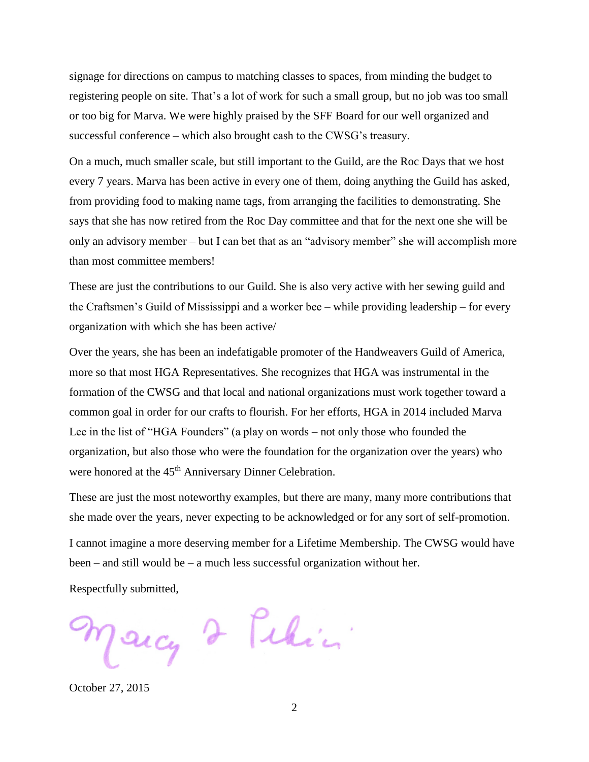signage for directions on campus to matching classes to spaces, from minding the budget to registering people on site. That's a lot of work for such a small group, but no job was too small or too big for Marva. We were highly praised by the SFF Board for our well organized and successful conference – which also brought cash to the CWSG's treasury.

On a much, much smaller scale, but still important to the Guild, are the Roc Days that we host every 7 years. Marva has been active in every one of them, doing anything the Guild has asked, from providing food to making name tags, from arranging the facilities to demonstrating. She says that she has now retired from the Roc Day committee and that for the next one she will be only an advisory member – but I can bet that as an "advisory member" she will accomplish more than most committee members!

These are just the contributions to our Guild. She is also very active with her sewing guild and the Craftsmen's Guild of Mississippi and a worker bee – while providing leadership – for every organization with which she has been active/

Over the years, she has been an indefatigable promoter of the Handweavers Guild of America, more so that most HGA Representatives. She recognizes that HGA was instrumental in the formation of the CWSG and that local and national organizations must work together toward a common goal in order for our crafts to flourish. For her efforts, HGA in 2014 included Marva Lee in the list of "HGA Founders" (a play on words – not only those who founded the organization, but also those who were the foundation for the organization over the years) who were honored at the 45th Anniversary Dinner Celebration.

These are just the most noteworthy examples, but there are many, many more contributions that she made over the years, never expecting to be acknowledged or for any sort of self-promotion.

I cannot imagine a more deserving member for a Lifetime Membership. The CWSG would have been – and still would be – a much less successful organization without her.

Respectfully submitted,

Mary D Pelkin

October 27, 2015